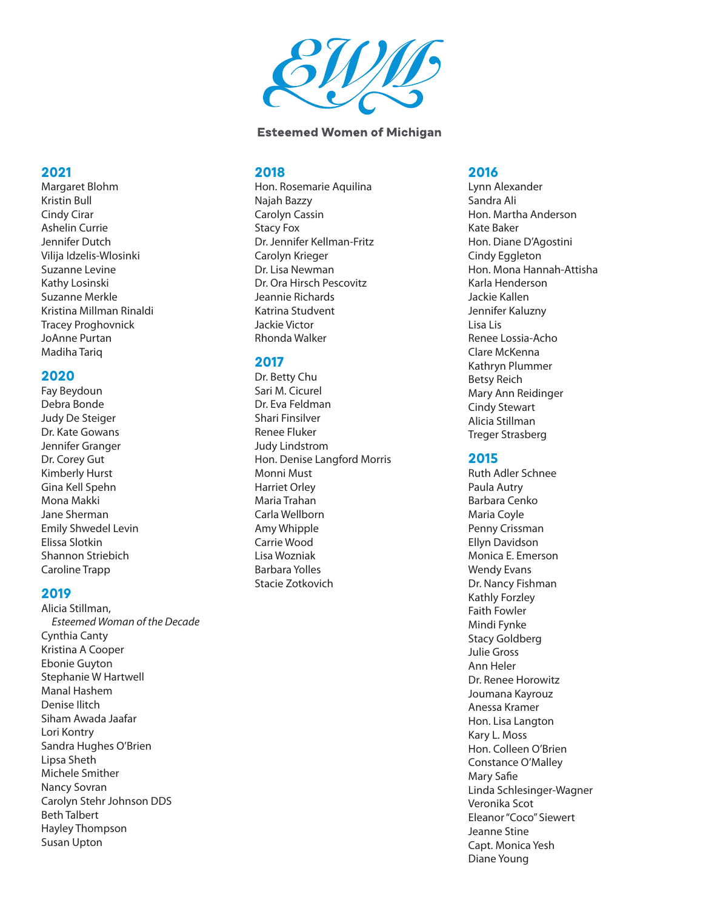# Esteemed Women of Michigan

## 2021

Margaret Blohm
Kristin Bull
Cindy Cirar
Ashelin Currie
Jennifer Dutch
Vilija Idzelis-Wlosinki
Suzanne Levine
Kathy Losinski
Suzanne Merkle
Kristina Millman Rinaldi
Tracey Proghovnick
JoAnne Purtan
Madiha Tariq

## 2020

Fay Beydoun
Debra Bonde
Judy De Steiger
Dr. Kate Gowans
Jennifer Granger
Dr. Corey Gut
Kimberly Hurst
Gina Kell Spehn
Mona Makki
Jane Sherman
Emily Shwedel Levin
Elissa Slotkin
Shannon Striebich
Caroline Trapp

## 2019

Alicia Stillman,
*Esteemed Woman of the Decade*
Cynthia Canty
Kristina A Cooper
Ebonie Guyton
Stephanie W Hartwell
Manal Hashem
Denise Ilitch
Siham Awada Jaafar
Lori Kontry
Sandra Hughes O'Brien
Lipsa Sheth
Michele Smither
Nancy Sovran
Carolyn Stehr Johnson DDS
Beth Talbert
Hayley Thompson
Susan Upton

## 2018

Hon. Rosemarie Aquilina
Najah Bazzy
Carolyn Cassin
Stacy Fox
Dr. Jennifer Kellman-Fritz
Carolyn Krieger
Dr. Lisa Newman
Dr. Ora Hirsch Pescovitz
Jeannie Richards
Katrina Studvent
Jackie Victor
Rhonda Walker

## 2017

Dr. Betty Chu
Sari M. Cicurel
Dr. Eva Feldman
Shari Finsilver
Renee Fluker
Judy Lindstrom
Hon. Denise Langford Morris
Monni Must
Harriet Orley
Maria Trahan
Carla Wellborn
Amy Whipple
Carrie Wood
Lisa Wozniak
Barbara Yolles
Stacie Zotkovich

## 2016

Lynn Alexander
Sandra Ali
Hon. Martha Anderson
Kate Baker
Hon. Diane D'Agostini
Cindy Eggleton
Hon. Mona Hannah-Attisha
Karla Henderson
Jackie Kallen
Jennifer Kaluzny
Lisa Lis
Renee Lossia-Acho
Clare McKenna
Kathryn Plummer
Betsy Reich
Mary Ann Reidinger
Cindy Stewart
Alicia Stillman
Treger Strasberg

## 2015

Ruth Adler Schnee
Paula Autry
Barbara Cenko
Maria Coyle
Penny Crissman
Ellyn Davidson
Monica E. Emerson
Wendy Evans
Dr. Nancy Fishman
Kathly Forzley
Faith Fowler
Mindi Fynke
Stacy Goldberg
Julie Gross
Ann Heler
Dr. Renee Horowitz
Joumana Kayrouz
Anessa Kramer
Hon. Lisa Langton
Kary L. Moss
Hon. Colleen O'Brien
Constance O'Malley
Mary Safie
Linda Schlesinger-Wagner
Veronika Scot
Eleanor "Coco" Siewert
Jeanne Stine
Capt. Monica Yesh
Diane Young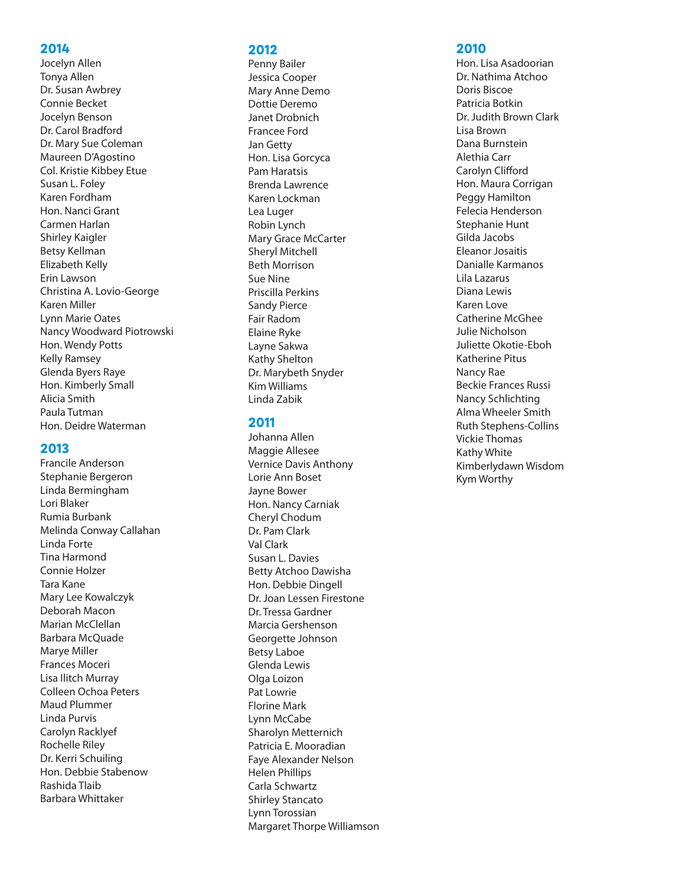## 2014

Jocelyn Allen
Tonya Allen
Dr. Susan Awbrey
Connie Becket
Jocelyn Benson
Dr. Carol Bradford
Dr. Mary Sue Coleman
Maureen D'Agostino
Col. Kristie Kibbey Etue
Susan L. Foley
Karen Fordham
Hon. Nanci Grant
Carmen Harlan
Shirley Kaigler
Betsy Kellman
Elizabeth Kelly
Erin Lawson
Christina A. Lovio-George
Karen Miller
Lynn Marie Oates
Nancy Woodward Piotrowski
Hon. Wendy Potts
Kelly Ramsey
Glenda Byers Raye
Hon. Kimberly Small
Alicia Smith
Paula Tutman
Hon. Deidre Waterman

## 2013

Francile Anderson
Stephanie Bergeron
Linda Bermingham
Lori Blaker
Rumia Burbank
Melinda Conway Callahan
Linda Forte
Tina Harmond
Connie Holzer
Tara Kane
Mary Lee Kowalczyk
Deborah Macon
Marian McClellan
Barbara McQuade
Marye Miller
Frances Moceri
Lisa Ilitch Murray
Colleen Ochoa Peters
Maud Plummer
Linda Purvis
Carolyn Racklyef
Rochelle Riley
Dr. Kerri Schuiling
Hon. Debbie Stabenow
Rashida Tlaib
Barbara Whittaker

## 2012

Penny Bailer
Jessica Cooper
Mary Anne Demo
Dottie Deremo
Janet Drobnich
Francee Ford
Jan Getty
Hon. Lisa Gorcyca
Pam Haratsis
Brenda Lawrence
Karen Lockman
Lea Luger
Robin Lynch
Mary Grace McCarter
Sheryl Mitchell
Beth Morrison
Sue Nine
Priscilla Perkins
Sandy Pierce
Fair Radom
Elaine Ryke
Layne Sakwa
Kathy Shelton
Dr. Marybeth Snyder
Kim Williams
Linda Zabik

## 2011

Johanna Allen
Maggie Allesee
Vernice Davis Anthony
Lorie Ann Boset
Jayne Bower
Hon. Nancy Carniak
Cheryl Chodum
Dr. Pam Clark
Val Clark
Susan L. Davies
Betty Atchoo Dawisha
Hon. Debbie Dingell
Dr. Joan Lessen Firestone
Dr. Tressa Gardner
Marcia Gershenson
Georgette Johnson
Betsy Laboe
Glenda Lewis
Olga Loizon
Pat Lowrie
Florine Mark
Lynn McCabe
Sharolyn Metternich
Patricia E. Mooradian
Faye Alexander Nelson
Helen Phillips
Carla Schwartz
Shirley Stancato
Lynn Torossian
Margaret Thorpe Williamson

## 2010

Hon. Lisa Asadoorian
Dr. Nathima Atchoo
Doris Biscoe
Patricia Botkin
Dr. Judith Brown Clark
Lisa Brown
Dana Burnstein
Alethia Carr
Carolyn Clifford
Hon. Maura Corrigan
Peggy Hamilton
Felecia Henderson
Stephanie Hunt
Gilda Jacobs
Eleanor Josaitis
Danialle Karmanos
Lila Lazarus
Diana Lewis
Karen Love
Catherine McGhee
Julie Nicholson
Juliette Okotie-Eboh
Katherine Pitus
Nancy Rae
Beckie Frances Russi
Nancy Schlichting
Alma Wheeler Smith
Ruth Stephens-Collins
Vickie Thomas
Kathy White
Kimberlydawn Wisdom
Kym Worthy